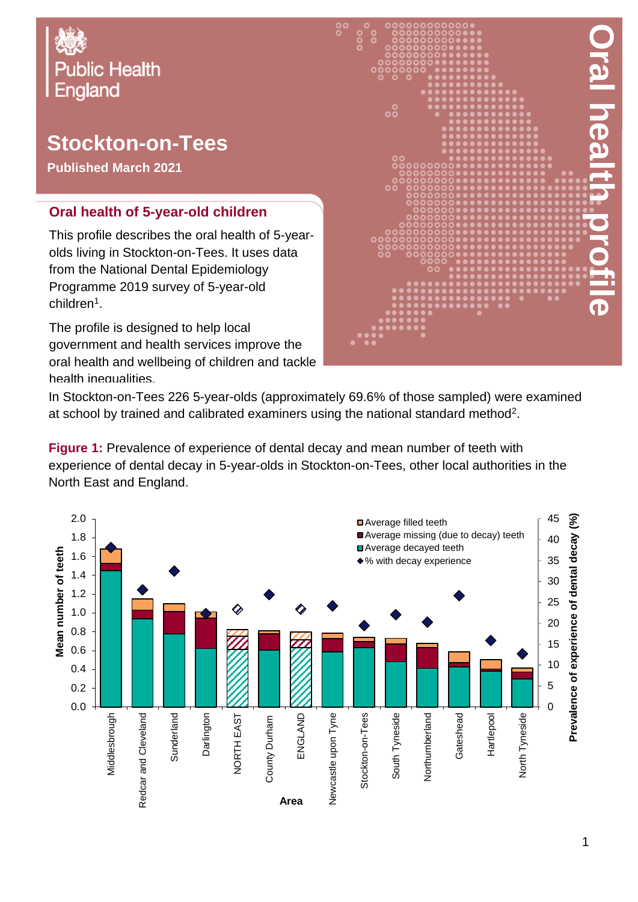Public Health England

# Stockton-on-Tees

**Published March 2021**

# Oral health profile

## Oral health of 5-year-old children

This profile describes the oral health of 5-year-olds living in Stockton-on-Tees. It uses data from the National Dental Epidemiology Programme 2019 survey of 5-year-old children[1].

The profile is designed to help local government and health services improve the oral health and wellbeing of children and tackle health inequalities.

In Stockton-on-Tees 226 5-year-olds (approximately 69.6% of those sampled) were examined at school by trained and calibrated examiners using the national standard method[2].

**Figure 1:** Prevalence of experience of dental decay and mean number of teeth with experience of dental decay in 5-year-olds in Stockton-on-Tees, other local authorities in the North East and England.

Chart legend: Average filled teeth; Average missing (due to decay) teeth; Average decayed teeth; % with decay experience

Left axis: Mean number of teeth (0.0–2.0). Right axis: Prevalence of experience of dental decay (%) (0–45). X axis: Area — Middlesbrough, Redcar and Cleveland, Sunderland, Darlington, NORTH EAST, County Durham, ENGLAND, Newcastle upon Tyne, Stockton-on-Tees, South Tyneside, Northumberland, Gateshead, Hartlepool, North Tyneside.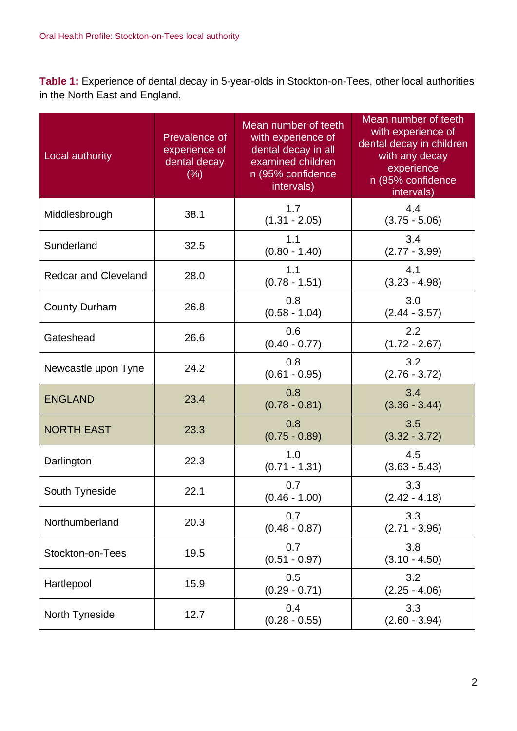**Table 1:** Experience of dental decay in 5-year-olds in Stockton-on-Tees, other local authorities in the North East and England.

| Local authority | Prevalence of experience of dental decay (%) | Mean number of teeth with experience of dental decay in all examined children n (95% confidence intervals) | Mean number of teeth with experience of dental decay in children with any decay experience n (95% confidence intervals) |
|---|---|---|---|
| Middlesbrough | 38.1 | 1.7 (1.31 - 2.05) | 4.4 (3.75 - 5.06) |
| Sunderland | 32.5 | 1.1 (0.80 - 1.40) | 3.4 (2.77 - 3.99) |
| Redcar and Cleveland | 28.0 | 1.1 (0.78 - 1.51) | 4.1 (3.23 - 4.98) |
| County Durham | 26.8 | 0.8 (0.58 - 1.04) | 3.0 (2.44 - 3.57) |
| Gateshead | 26.6 | 0.6 (0.40 - 0.77) | 2.2 (1.72 - 2.67) |
| Newcastle upon Tyne | 24.2 | 0.8 (0.61 - 0.95) | 3.2 (2.76 - 3.72) |
| ENGLAND | 23.4 | 0.8 (0.78 - 0.81) | 3.4 (3.36 - 3.44) |
| NORTH EAST | 23.3 | 0.8 (0.75 - 0.89) | 3.5 (3.32 - 3.72) |
| Darlington | 22.3 | 1.0 (0.71 - 1.31) | 4.5 (3.63 - 5.43) |
| South Tyneside | 22.1 | 0.7 (0.46 - 1.00) | 3.3 (2.42 - 4.18) |
| Northumberland | 20.3 | 0.7 (0.48 - 0.87) | 3.3 (2.71 - 3.96) |
| Stockton-on-Tees | 19.5 | 0.7 (0.51 - 0.97) | 3.8 (3.10 - 4.50) |
| Hartlepool | 15.9 | 0.5 (0.29 - 0.71) | 3.2 (2.25 - 4.06) |
| North Tyneside | 12.7 | 0.4 (0.28 - 0.55) | 3.3 (2.60 - 3.94) |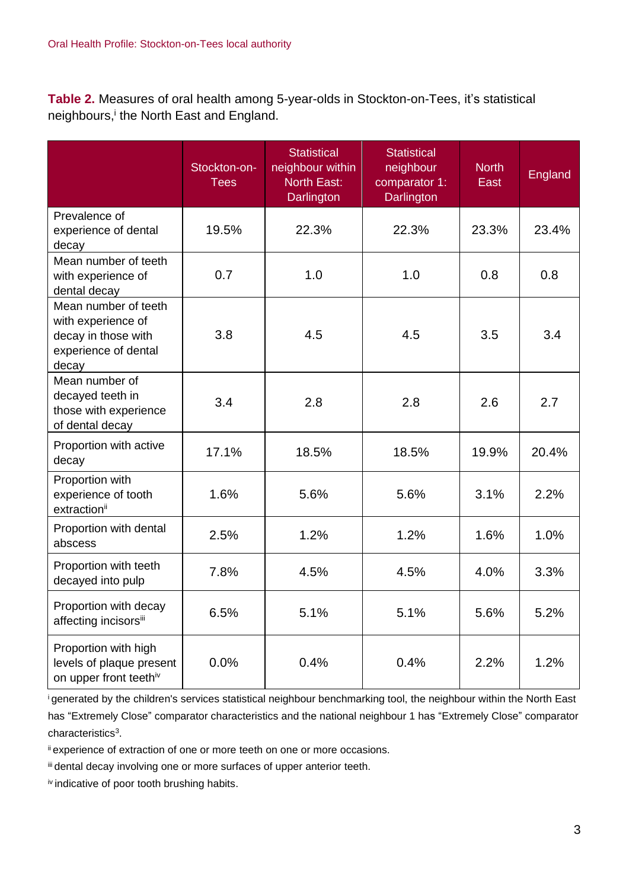**Table 2.** Measures of oral health among 5-year-olds in Stockton-on-Tees, it's statistical neighbours,[i] the North East and England.

| | Stockton-on-Tees | Statistical neighbour within North East: Darlington | Statistical neighbour comparator 1: Darlington | North East | England |
|---|---|---|---|---|---|
| Prevalence of experience of dental decay | 19.5% | 22.3% | 22.3% | 23.3% | 23.4% |
| Mean number of teeth with experience of dental decay | 0.7 | 1.0 | 1.0 | 0.8 | 0.8 |
| Mean number of teeth with experience of decay in those with experience of dental decay | 3.8 | 4.5 | 4.5 | 3.5 | 3.4 |
| Mean number of decayed teeth in those with experience of dental decay | 3.4 | 2.8 | 2.8 | 2.6 | 2.7 |
| Proportion with active decay | 17.1% | 18.5% | 18.5% | 19.9% | 20.4% |
| Proportion with experience of tooth extraction[ii] | 1.6% | 5.6% | 5.6% | 3.1% | 2.2% |
| Proportion with dental abscess | 2.5% | 1.2% | 1.2% | 1.6% | 1.0% |
| Proportion with teeth decayed into pulp | 7.8% | 4.5% | 4.5% | 4.0% | 3.3% |
| Proportion with decay affecting incisors[iii] | 6.5% | 5.1% | 5.1% | 5.6% | 5.2% |
| Proportion with high levels of plaque present on upper front teeth[iv] | 0.0% | 0.4% | 0.4% | 2.2% | 1.2% |

[i] generated by the children's services statistical neighbour benchmarking tool, the neighbour within the North East has "Extremely Close" comparator characteristics and the national neighbour 1 has "Extremely Close" comparator characteristics[3].

[ii] experience of extraction of one or more teeth on one or more occasions.

[iii] dental decay involving one or more surfaces of upper anterior teeth.

[iv] indicative of poor tooth brushing habits.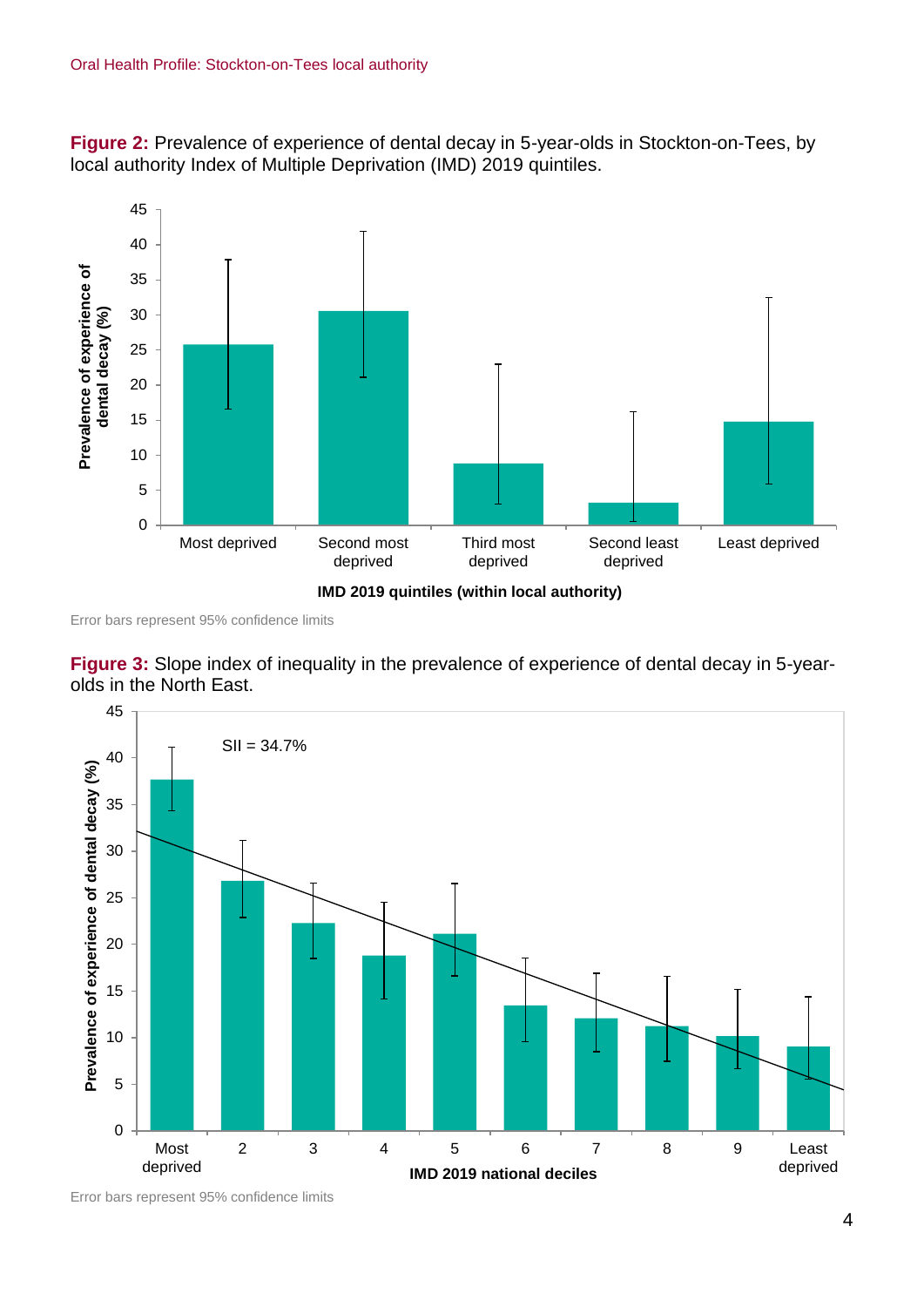**Figure 2:** Prevalence of experience of dental decay in 5-year-olds in Stockton-on-Tees, by local authority Index of Multiple Deprivation (IMD) 2019 quintiles.

Error bars represent 95% confidence limits

**Figure 3:** Slope index of inequality in the prevalence of experience of dental decay in 5-year-olds in the North East.

Error bars represent 95% confidence limits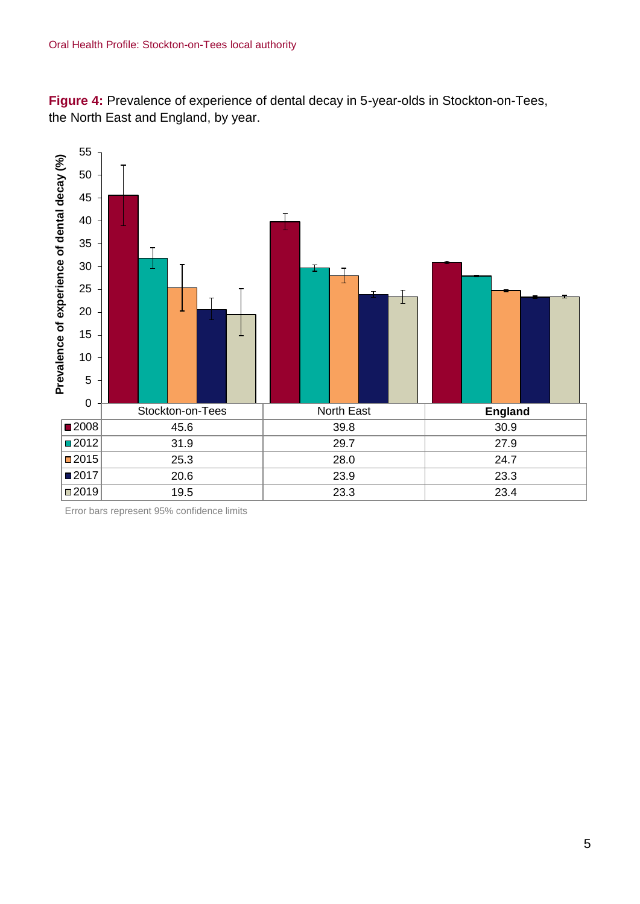**Figure 4:** Prevalence of experience of dental decay in 5-year-olds in Stockton-on-Tees, the North East and England, by year.

| | Stockton-on-Tees | North East | **England** |
|---|---|---|---|
| 2008 | 45.6 | 39.8 | 30.9 |
| 2012 | 31.9 | 29.7 | 27.9 |
| 2015 | 25.3 | 28.0 | 24.7 |
| 2017 | 20.6 | 23.9 | 23.3 |
| 2019 | 19.5 | 23.3 | 23.4 |

Error bars represent 95% confidence limits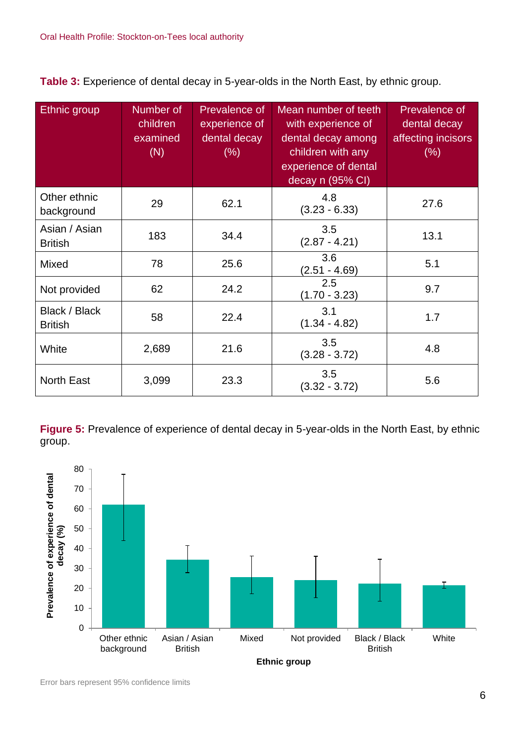**Table 3:** Experience of dental decay in 5-year-olds in the North East, by ethnic group.

| Ethnic group | Number of children examined (N) | Prevalence of experience of dental decay (%) | Mean number of teeth with experience of dental decay among children with any experience of dental decay n (95% CI) | Prevalence of dental decay affecting incisors (%) |
|---|---|---|---|---|
| Other ethnic background | 29 | 62.1 | 4.8 (3.23 - 6.33) | 27.6 |
| Asian / Asian British | 183 | 34.4 | 3.5 (2.87 - 4.21) | 13.1 |
| Mixed | 78 | 25.6 | 3.6 (2.51 - 4.69) | 5.1 |
| Not provided | 62 | 24.2 | 2.5 (1.70 - 3.23) | 9.7 |
| Black / Black British | 58 | 22.4 | 3.1 (1.34 - 4.82) | 1.7 |
| White | 2,689 | 21.6 | 3.5 (3.28 - 3.72) | 4.8 |
| North East | 3,099 | 23.3 | 3.5 (3.32 - 3.72) | 5.6 |

**Figure 5:** Prevalence of experience of dental decay in 5-year-olds in the North East, by ethnic group.

Error bars represent 95% confidence limits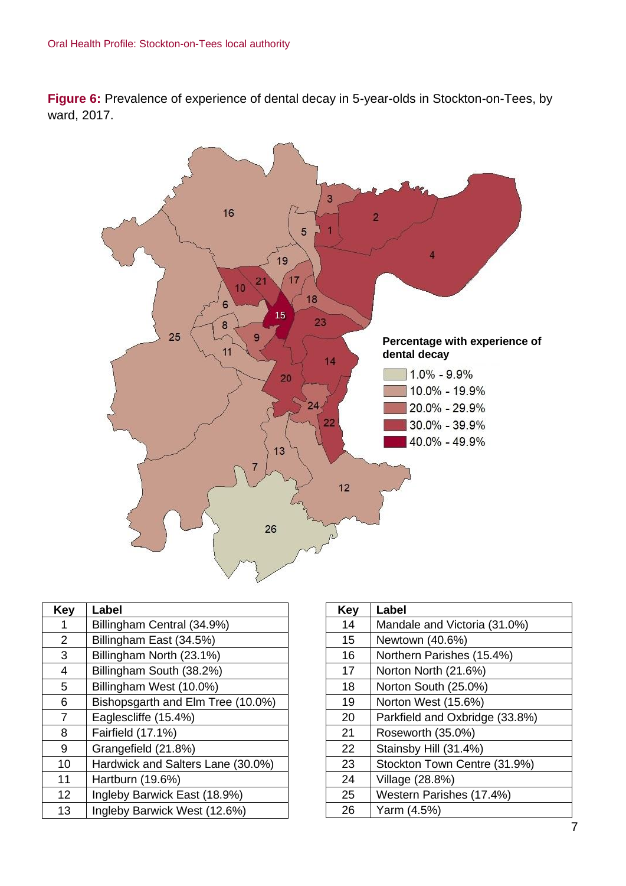**Figure 6:** Prevalence of experience of dental decay in 5-year-olds in Stockton-on-Tees, by ward, 2017.

**Percentage with experience of dental decay**

- 1.0% - 9.9%
- 10.0% - 19.9%
- 20.0% - 29.9%
- 30.0% - 39.9%
- 40.0% - 49.9%

| Key | Label |
|---|---|
| 1 | Billingham Central (34.9%) |
| 2 | Billingham East (34.5%) |
| 3 | Billingham North (23.1%) |
| 4 | Billingham South (38.2%) |
| 5 | Billingham West (10.0%) |
| 6 | Bishopsgarth and Elm Tree (10.0%) |
| 7 | Eaglescliffe (15.4%) |
| 8 | Fairfield (17.1%) |
| 9 | Grangefield (21.8%) |
| 10 | Hardwick and Salters Lane (30.0%) |
| 11 | Hartburn (19.6%) |
| 12 | Ingleby Barwick East (18.9%) |
| 13 | Ingleby Barwick West (12.6%) |

| Key | Label |
|---|---|
| 14 | Mandale and Victoria (31.0%) |
| 15 | Newtown (40.6%) |
| 16 | Northern Parishes (15.4%) |
| 17 | Norton North (21.6%) |
| 18 | Norton South (25.0%) |
| 19 | Norton West (15.6%) |
| 20 | Parkfield and Oxbridge (33.8%) |
| 21 | Roseworth (35.0%) |
| 22 | Stainsby Hill (31.4%) |
| 23 | Stockton Town Centre (31.9%) |
| 24 | Village (28.8%) |
| 25 | Western Parishes (17.4%) |
| 26 | Yarm (4.5%) |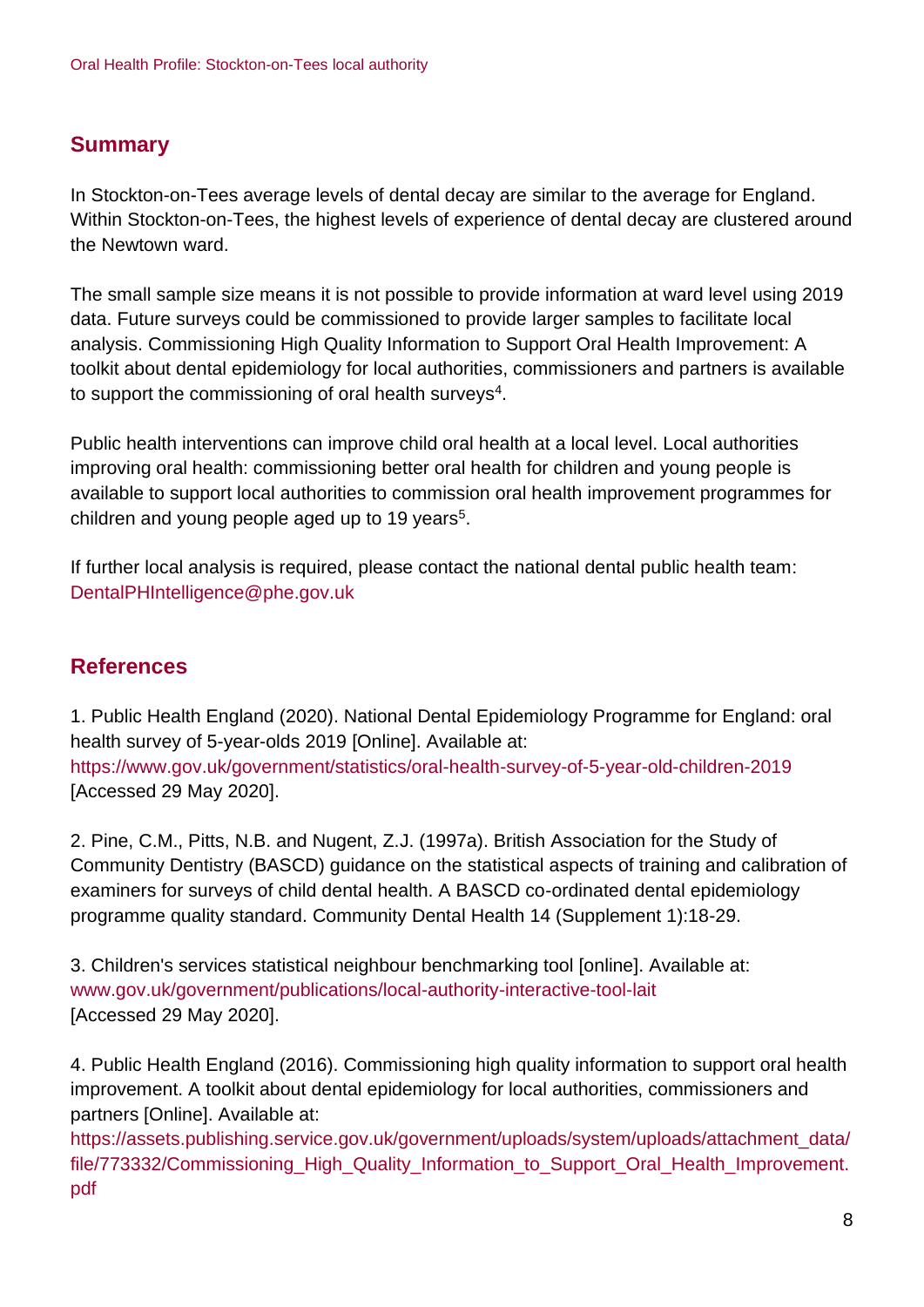## Summary

In Stockton-on-Tees average levels of dental decay are similar to the average for England. Within Stockton-on-Tees, the highest levels of experience of dental decay are clustered around the Newtown ward.

The small sample size means it is not possible to provide information at ward level using 2019 data. Future surveys could be commissioned to provide larger samples to facilitate local analysis. Commissioning High Quality Information to Support Oral Health Improvement: A toolkit about dental epidemiology for local authorities, commissioners and partners is available to support the commissioning of oral health surveys[4].

Public health interventions can improve child oral health at a local level. Local authorities improving oral health: commissioning better oral health for children and young people is available to support local authorities to commission oral health improvement programmes for children and young people aged up to 19 years[5].

If further local analysis is required, please contact the national dental public health team: DentalPHIntelligence@phe.gov.uk

## References

1. Public Health England (2020). National Dental Epidemiology Programme for England: oral health survey of 5-year-olds 2019 [Online]. Available at: https://www.gov.uk/government/statistics/oral-health-survey-of-5-year-old-children-2019 [Accessed 29 May 2020].

2. Pine, C.M., Pitts, N.B. and Nugent, Z.J. (1997a). British Association for the Study of Community Dentistry (BASCD) guidance on the statistical aspects of training and calibration of examiners for surveys of child dental health. A BASCD co-ordinated dental epidemiology programme quality standard. Community Dental Health 14 (Supplement 1):18-29.

3. Children's services statistical neighbour benchmarking tool [online]. Available at: www.gov.uk/government/publications/local-authority-interactive-tool-lait [Accessed 29 May 2020].

4. Public Health England (2016). Commissioning high quality information to support oral health improvement. A toolkit about dental epidemiology for local authorities, commissioners and partners [Online]. Available at: https://assets.publishing.service.gov.uk/government/uploads/system/uploads/attachment_data/file/773332/Commissioning_High_Quality_Information_to_Support_Oral_Health_Improvement.pdf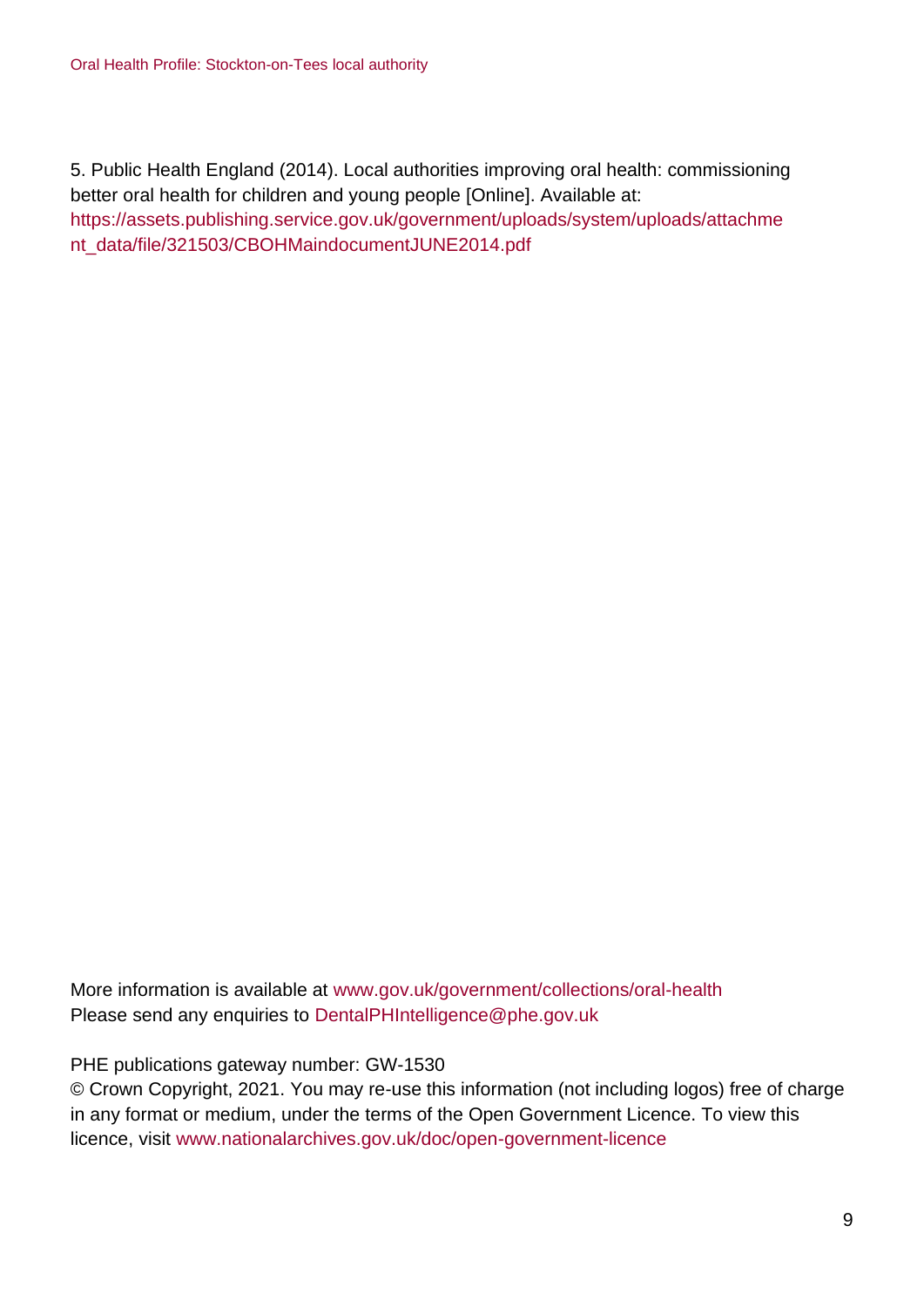5. Public Health England (2014). Local authorities improving oral health: commissioning better oral health for children and young people [Online]. Available at: https://assets.publishing.service.gov.uk/government/uploads/system/uploads/attachment_data/file/321503/CBOHMaindocumentJUNE2014.pdf

More information is available at www.gov.uk/government/collections/oral-health
Please send any enquiries to DentalPHIntelligence@phe.gov.uk

PHE publications gateway number: GW-1530
© Crown Copyright, 2021. You may re-use this information (not including logos) free of charge in any format or medium, under the terms of the Open Government Licence. To view this licence, visit www.nationalarchives.gov.uk/doc/open-government-licence